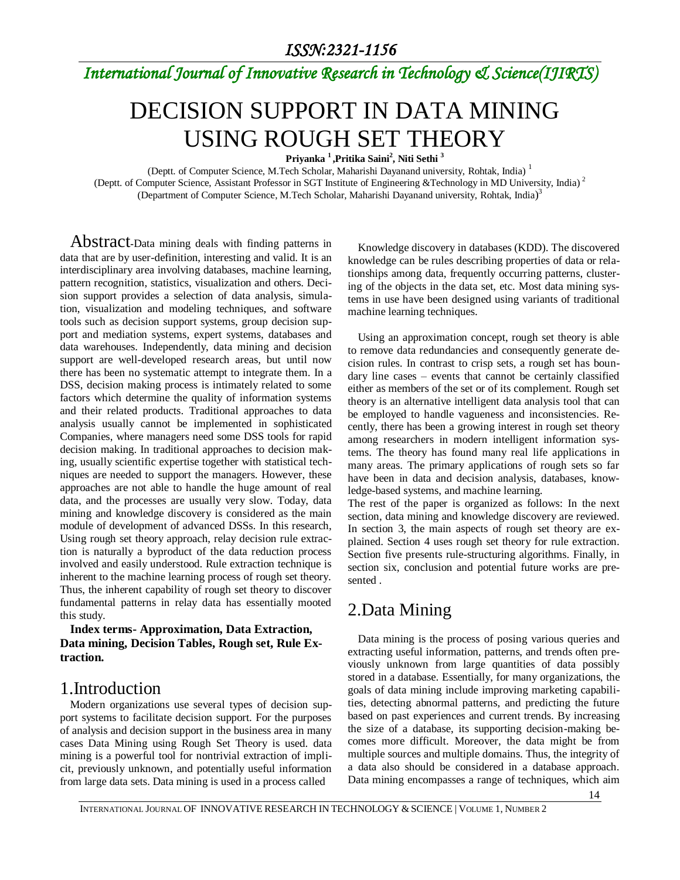# DECISION SUPPORT IN DATA MINING USING ROUGH SET THEORY

**Priyanka [1] ,Pritika Saini[2], Niti Sethi [3]**

(Deptt. of Computer Science, M.Tech Scholar, Maharishi Dayanand university, Rohtak, India) [1]

(Deptt. of Computer Science, Assistant Professor in SGT Institute of Engineering &Technology in MD University, India) [2]

(Department of Computer Science, M.Tech Scholar, Maharishi Dayanand university, Rohtak, India)[3]

**Abstract**-Data mining deals with finding patterns in data that are by user-definition, interesting and valid. It is an interdisciplinary area involving databases, machine learning, pattern recognition, statistics, visualization and others. Decision support provides a selection of data analysis, simulation, visualization and modeling techniques, and software tools such as decision support systems, group decision support and mediation systems, expert systems, databases and data warehouses. Independently, data mining and decision support are well-developed research areas, but until now there has been no systematic attempt to integrate them. In a DSS, decision making process is intimately related to some factors which determine the quality of information systems and their related products. Traditional approaches to data analysis usually cannot be implemented in sophisticated Companies, where managers need some DSS tools for rapid decision making. In traditional approaches to decision making, usually scientific expertise together with statistical techniques are needed to support the managers. However, these approaches are not able to handle the huge amount of real data, and the processes are usually very slow. Today, data mining and knowledge discovery is considered as the main module of development of advanced DSSs. In this research, Using rough set theory approach, relay decision rule extraction is naturally a byproduct of the data reduction process involved and easily understood. Rule extraction technique is inherent to the machine learning process of rough set theory. Thus, the inherent capability of rough set theory to discover fundamental patterns in relay data has essentially mooted this study.

**Index terms- Approximation, Data Extraction, Data mining, Decision Tables, Rough set, Rule Extraction.**

## 1.Introduction

Modern organizations use several types of decision support systems to facilitate decision support. For the purposes of analysis and decision support in the business area in many cases Data Mining using Rough Set Theory is used. data mining is a powerful tool for nontrivial extraction of implicit, previously unknown, and potentially useful information from large data sets. Data mining is used in a process called Knowledge discovery in databases (KDD). The discovered knowledge can be rules describing properties of data or relationships among data, frequently occurring patterns, clustering of the objects in the data set, etc. Most data mining systems in use have been designed using variants of traditional machine learning techniques.

Using an approximation concept, rough set theory is able to remove data redundancies and consequently generate decision rules. In contrast to crisp sets, a rough set has boundary line cases – events that cannot be certainly classified either as members of the set or of its complement. Rough set theory is an alternative intelligent data analysis tool that can be employed to handle vagueness and inconsistencies. Recently, there has been a growing interest in rough set theory among researchers in modern intelligent information systems. The theory has found many real life applications in many areas. The primary applications of rough sets so far have been in data and decision analysis, databases, knowledge-based systems, and machine learning.

The rest of the paper is organized as follows: In the next section, data mining and knowledge discovery are reviewed. In section 3, the main aspects of rough set theory are explained. Section 4 uses rough set theory for rule extraction. Section five presents rule-structuring algorithms. Finally, in section six, conclusion and potential future works are presented .

## 2.Data Mining

Data mining is the process of posing various queries and extracting useful information, patterns, and trends often previously unknown from large quantities of data possibly stored in a database. Essentially, for many organizations, the goals of data mining include improving marketing capabilities, detecting abnormal patterns, and predicting the future based on past experiences and current trends. By increasing the size of a database, its supporting decision-making becomes more difficult. Moreover, the data might be from multiple sources and multiple domains. Thus, the integrity of a data also should be considered in a database approach. Data mining encompasses a range of techniques, which aim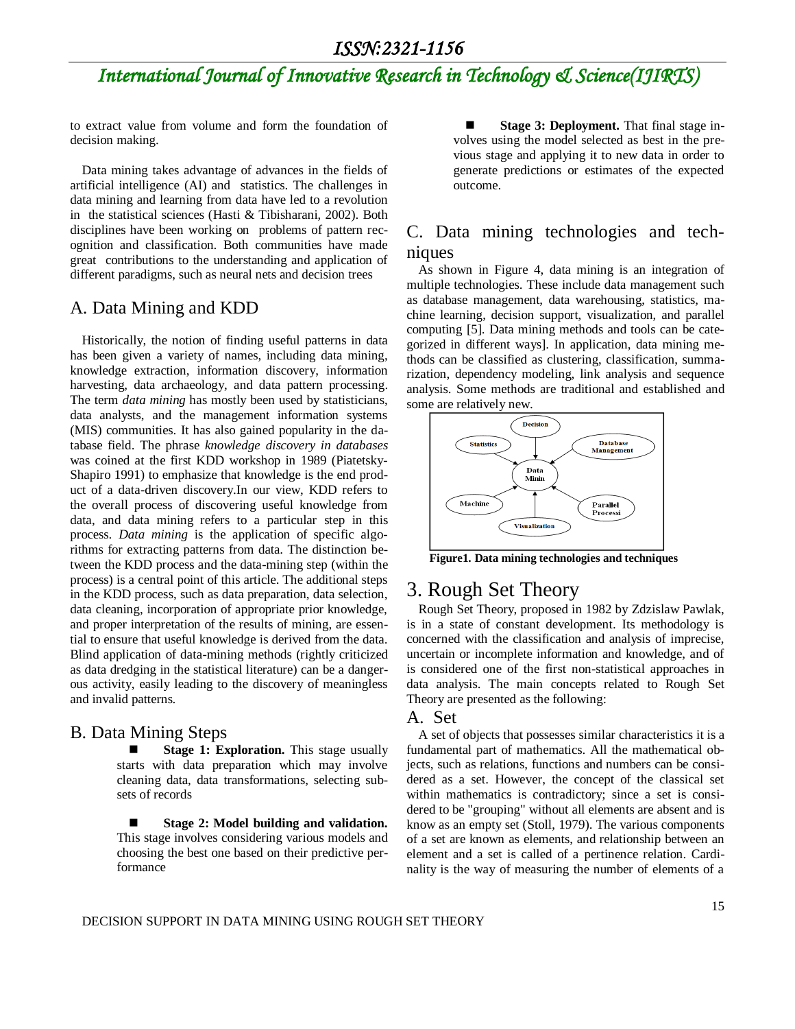to extract value from volume and form the foundation of decision making.

Data mining takes advantage of advances in the fields of artificial intelligence (AI) and statistics. The challenges in data mining and learning from data have led to a revolution in the statistical sciences (Hasti & Tibisharani, 2002). Both disciplines have been working on problems of pattern recognition and classification. Both communities have made great contributions to the understanding and application of different paradigms, such as neural nets and decision trees

## A. Data Mining and KDD

Historically, the notion of finding useful patterns in data has been given a variety of names, including data mining, knowledge extraction, information discovery, information harvesting, data archaeology, and data pattern processing. The term *data mining* has mostly been used by statisticians, data analysts, and the management information systems (MIS) communities. It has also gained popularity in the database field. The phrase *knowledge discovery in databases* was coined at the first KDD workshop in 1989 (Piatetsky-Shapiro 1991) to emphasize that knowledge is the end product of a data-driven discovery.In our view, KDD refers to the overall process of discovering useful knowledge from data, and data mining refers to a particular step in this process. *Data mining* is the application of specific algorithms for extracting patterns from data. The distinction between the KDD process and the data-mining step (within the process) is a central point of this article. The additional steps in the KDD process, such as data preparation, data selection, data cleaning, incorporation of appropriate prior knowledge, and proper interpretation of the results of mining, are essential to ensure that useful knowledge is derived from the data. Blind application of data-mining methods (rightly criticized as data dredging in the statistical literature) can be a dangerous activity, easily leading to the discovery of meaningless and invalid patterns.

## B. Data Mining Steps

- **Stage 1: Exploration.** This stage usually starts with data preparation which may involve cleaning data, data transformations, selecting subsets of records

- **Stage 2: Model building and validation.** This stage involves considering various models and choosing the best one based on their predictive performance

- **Stage 3: Deployment.** That final stage involves using the model selected as best in the previous stage and applying it to new data in order to generate predictions or estimates of the expected outcome.

## C. Data mining technologies and techniques

As shown in Figure 4, data mining is an integration of multiple technologies. These include data management such as database management, data warehousing, statistics, machine learning, decision support, visualization, and parallel computing [5]. Data mining methods and tools can be categorized in different ways]. In application, data mining methods can be classified as clustering, classification, summarization, dependency modeling, link analysis and sequence analysis. Some methods are traditional and established and some are relatively new.

**Figure1. Data mining technologies and techniques**

# 3. Rough Set Theory

Rough Set Theory, proposed in 1982 by Zdzislaw Pawlak, is in a state of constant development. Its methodology is concerned with the classification and analysis of imprecise, uncertain or incomplete information and knowledge, and of is considered one of the first non-statistical approaches in data analysis. The main concepts related to Rough Set Theory are presented as the following:

## A. Set

A set of objects that possesses similar characteristics it is a fundamental part of mathematics. All the mathematical objects, such as relations, functions and numbers can be considered as a set. However, the concept of the classical set within mathematics is contradictory; since a set is considered to be "grouping" without all elements are absent and is know as an empty set (Stoll, 1979). The various components of a set are known as elements, and relationship between an element and a set is called of a pertinence relation. Cardinality is the way of measuring the number of elements of a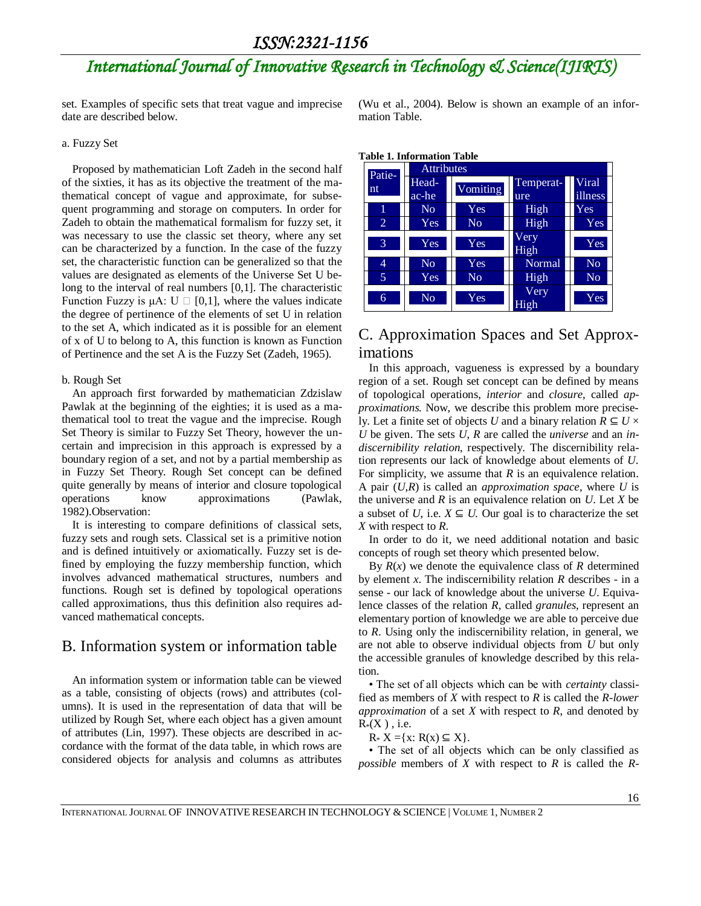set. Examples of specific sets that treat vague and imprecise date are described below.

a. Fuzzy Set

Proposed by mathematician Loft Zadeh in the second half of the sixties, it has as its objective the treatment of the mathematical concept of vague and approximate, for subsequent programming and storage on computers. In order for Zadeh to obtain the mathematical formalism for fuzzy set, it was necessary to use the classic set theory, where any set can be characterized by a function. In the case of the fuzzy set, the characteristic function can be generalized so that the values are designated as elements of the Universe Set U belong to the interval of real numbers [0,1]. The characteristic Function Fuzzy is μA: U □ [0,1], where the values indicate the degree of pertinence of the elements of set U in relation to the set A, which indicated as it is possible for an element of x of U to belong to A, this function is known as Function of Pertinence and the set A is the Fuzzy Set (Zadeh, 1965).

b. Rough Set

An approach first forwarded by mathematician Zdzislaw Pawlak at the beginning of the eighties; it is used as a mathematical tool to treat the vague and the imprecise. Rough Set Theory is similar to Fuzzy Set Theory, however the uncertain and imprecision in this approach is expressed by a boundary region of a set, and not by a partial membership as in Fuzzy Set Theory. Rough Set concept can be defined quite generally by means of interior and closure topological operations know approximations (Pawlak, 1982).Observation:

It is interesting to compare definitions of classical sets, fuzzy sets and rough sets. Classical set is a primitive notion and is defined intuitively or axiomatically. Fuzzy set is defined by employing the fuzzy membership function, which involves advanced mathematical structures, numbers and functions. Rough set is defined by topological operations called approximations, thus this definition also requires advanced mathematical concepts.

## B. Information system or information table

An information system or information table can be viewed as a table, consisting of objects (rows) and attributes (columns). It is used in the representation of data that will be utilized by Rough Set, where each object has a given amount of attributes (Lin, 1997). These objects are described in accordance with the format of the data table, in which rows are considered objects for analysis and columns as attributes (Wu et al., 2004). Below is shown an example of an information Table.

**Table 1. Information Table**

| Patient | Attributes | | | |
|---|---|---|---|---|
| | Headache | Vomiting | Temperature | Viral illness |
| 1 | No | Yes | High | Yes |
| 2 | Yes | No | High | Yes |
| 3 | Yes | Yes | Very High | Yes |
| 4 | No | Yes | Normal | No |
| 5 | Yes | No | High | No |
| 6 | No | Yes | Very High | Yes |

## C. Approximation Spaces and Set Approximations

In this approach, vagueness is expressed by a boundary region of a set. Rough set concept can be defined by means of topological operations, *interior* and *closure*, called *approximations*. Now, we describe this problem more precisely. Let a finite set of objects $U$ and a binary relation $R \subseteq U \times U$ be given. The sets $U$, $R$ are called the *universe* and an *indiscernibility relation*, respectively. The discernibility relation represents our lack of knowledge about elements of $U$. For simplicity, we assume that $R$ is an equivalence relation. A pair $(U,R)$ is called an *approximation space*, where $U$ is the universe and $R$ is an equivalence relation on $U$. Let $X$ be a subset of $U$, i.e. $X \subseteq U$. Our goal is to characterize the set $X$ with respect to $R$.

In order to do it, we need additional notation and basic concepts of rough set theory which presented below.

By $R(x)$ we denote the equivalence class of $R$ determined by element $x$. The indiscernibility relation $R$ describes - in a sense - our lack of knowledge about the universe $U$. Equivalence classes of the relation $R$, called *granules*, represent an elementary portion of knowledge we are able to perceive due to $R$. Using only the indiscernibility relation, in general, we are not able to observe individual objects from $U$ but only the accessible granules of knowledge described by this relation.

• The set of all objects which can be with *certainty* classified as members of $X$ with respect to $R$ is called the *R-lower approximation* of a set $X$ with respect to $R$, and denoted by $R_*(X)$, i.e.

$R_* X = \{x: R(x) \subseteq X\}$.

• The set of all objects which can be only classified as *possible* members of $X$ with respect to $R$ is called the *R-*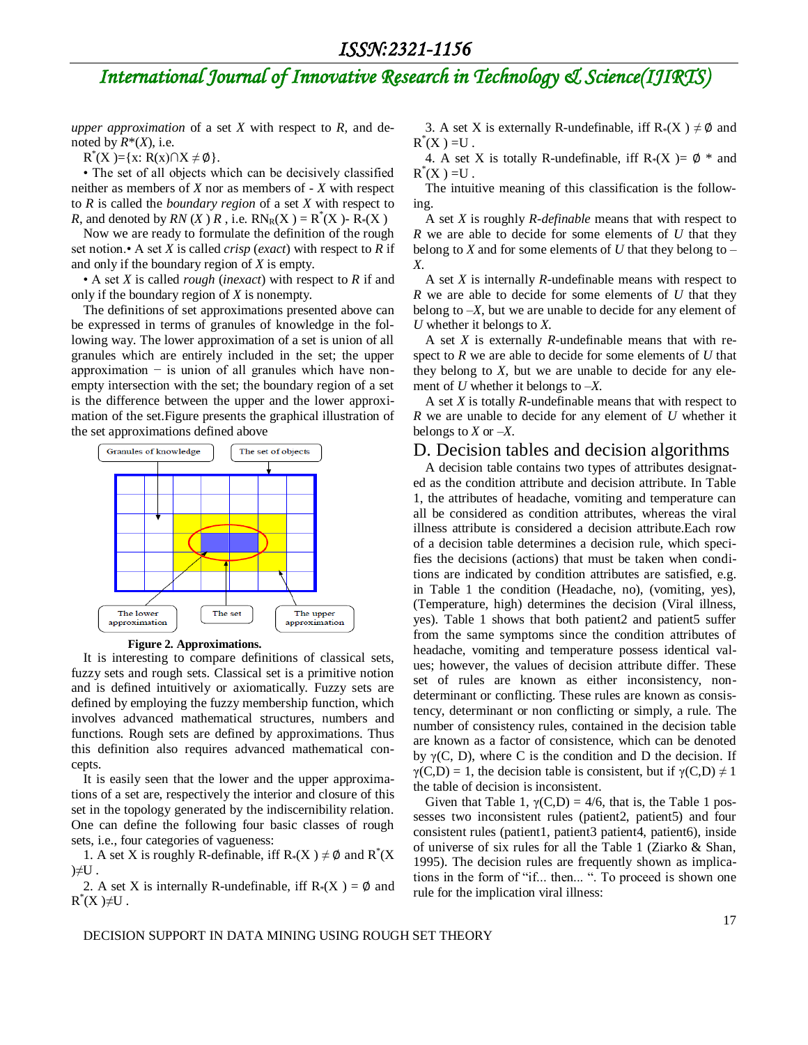*upper approximation* of a set $X$ with respect to $R$, and denoted by $R^*(X)$, i.e.

$R^*(X)=\{x: R(x)\cap X \neq \emptyset\}$.

• The set of all objects which can be decisively classified neither as members of $X$ nor as members of - $X$ with respect to $R$ is called the *boundary region* of a set $X$ with respect to $R$, and denoted by $RN(X)\,R$ , i.e. $RN_R(X) = R^*(X) - R_*(X)$

Now we are ready to formulate the definition of the rough set notion.• A set $X$ is called *crisp* (*exact*) with respect to $R$ if and only if the boundary region of $X$ is empty.

• A set $X$ is called *rough* (*inexact*) with respect to $R$ if and only if the boundary region of $X$ is nonempty.

The definitions of set approximations presented above can be expressed in terms of granules of knowledge in the following way. The lower approximation of a set is union of all granules which are entirely included in the set; the upper approximation − is union of all granules which have non-empty intersection with the set; the boundary region of a set is the difference between the upper and the lower approximation of the set.Figure presents the graphical illustration of the set approximations defined above

**Figure 2. Approximations.**

It is interesting to compare definitions of classical sets, fuzzy sets and rough sets. Classical set is a primitive notion and is defined intuitively or axiomatically. Fuzzy sets are defined by employing the fuzzy membership function, which involves advanced mathematical structures, numbers and functions. Rough sets are defined by approximations. Thus this definition also requires advanced mathematical concepts.

It is easily seen that the lower and the upper approximations of a set are, respectively the interior and closure of this set in the topology generated by the indiscernibility relation. One can define the following four basic classes of rough sets, i.e., four categories of vagueness:

1. A set X is roughly R-definable, iff $R_*(X) \neq \emptyset$ and $R^*(X) \neq U$ .

2. A set X is internally R-undefinable, iff $R_*(X) = \emptyset$ and $R^*(X) \neq U$ .

3. A set X is externally R-undefinable, iff $R_*(X) \neq \emptyset$ and $R^*(X) = U$ .

4. A set X is totally R-undefinable, iff $R_*(X) = \emptyset$ * and $R^*(X) = U$ .

The intuitive meaning of this classification is the following.

A set $X$ is roughly *R-definable* means that with respect to $R$ we are able to decide for some elements of $U$ that they belong to $X$ and for some elements of $U$ that they belong to $-X$.

A set $X$ is internally *R*-undefinable means with respect to $R$ we are able to decide for some elements of $U$ that they belong to $-X$, but we are unable to decide for any element of $U$ whether it belongs to $X$.

A set $X$ is externally *R*-undefinable means that with respect to $R$ we are able to decide for some elements of $U$ that they belong to $X$, but we are unable to decide for any element of $U$ whether it belongs to $-X$.

A set $X$ is totally *R*-undefinable means that with respect to $R$ we are unable to decide for any element of $U$ whether it belongs to $X$ or $-X$.

## D. Decision tables and decision algorithms

A decision table contains two types of attributes designated as the condition attribute and decision attribute. In Table 1, the attributes of headache, vomiting and temperature can all be considered as condition attributes, whereas the viral illness attribute is considered a decision attribute.Each row of a decision table determines a decision rule, which specifies the decisions (actions) that must be taken when conditions are indicated by condition attributes are satisfied, e.g. in Table 1 the condition (Headache, no), (vomiting, yes), (Temperature, high) determines the decision (Viral illness, yes). Table 1 shows that both patient2 and patient5 suffer from the same symptoms since the condition attributes of headache, vomiting and temperature possess identical values; however, the values of decision attribute differ. These set of rules are known as either inconsistency, non-determinant or conflicting. These rules are known as consistency, determinant or non conflicting or simply, a rule. The number of consistency rules, contained in the decision table are known as a factor of consistence, which can be denoted by $\gamma(C, D)$, where C is the condition and D the decision. If $\gamma(C,D) = 1$, the decision table is consistent, but if $\gamma(C,D) \neq 1$ the table of decision is inconsistent.

Given that Table 1, $\gamma(C,D) = 4/6$, that is, the Table 1 possesses two inconsistent rules (patient2, patient5) and four consistent rules (patient1, patient3 patient4, patient6), inside of universe of six rules for all the Table 1 (Ziarko & Shan, 1995). The decision rules are frequently shown as implications in the form of "if... then... ". To proceed is shown one rule for the implication viral illness: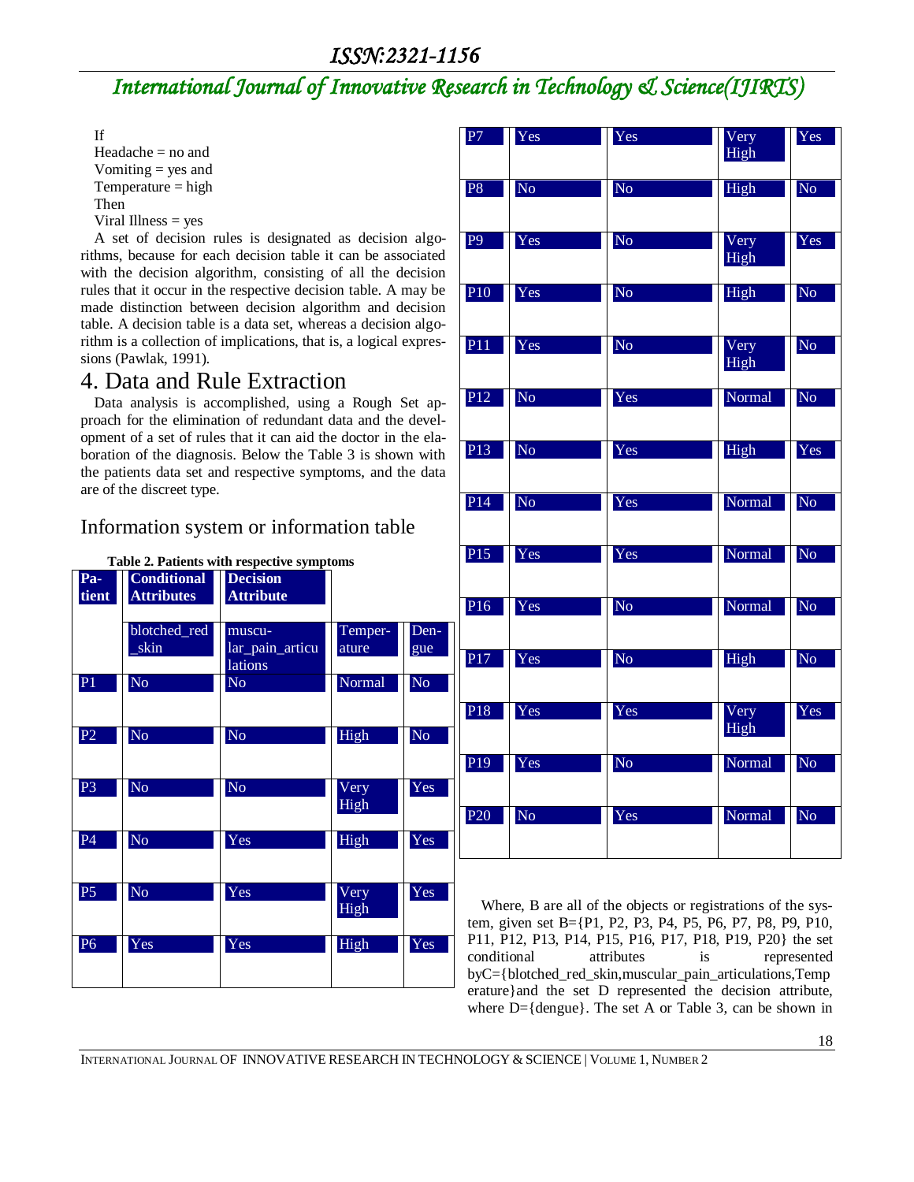If
Headache = no and
Vomiting = yes and
Temperature = high
Then
Viral Illness = yes

A set of decision rules is designated as decision algorithms, because for each decision table it can be associated with the decision algorithm, consisting of all the decision rules that it occur in the respective decision table. A may be made distinction between decision algorithm and decision table. A decision table is a data set, whereas a decision algorithm is a collection of implications, that is, a logical expressions (Pawlak, 1991).

# 4. Data and Rule Extraction

Data analysis is accomplished, using a Rough Set approach for the elimination of redundant data and the development of a set of rules that it can aid the doctor in the elaboration of the diagnosis. Below the Table 3 is shown with the patients data set and respective symptoms, and the data are of the discreet type.

## Information system or information table

**Table 2. Patients with respective symptoms**

| Patient | Conditional Attributes | Decision Attribute | | |
|---|---|---|---|---|
| | blotched_red_skin | muscular_pain_articulations | Temperature | Dengue |
| P1 | No | No | Normal | No |
| P2 | No | No | High | No |
| P3 | No | No | Very High | Yes |
| P4 | No | Yes | High | Yes |
| P5 | No | Yes | Very High | Yes |
| P6 | Yes | Yes | High | Yes |
| P7 | Yes | Yes | Very High | Yes |
| P8 | No | No | High | No |
| P9 | Yes | No | Very High | Yes |
| P10 | Yes | No | High | No |
| P11 | Yes | No | Very High | No |
| P12 | No | Yes | Normal | No |
| P13 | No | Yes | High | Yes |
| P14 | No | Yes | Normal | No |
| P15 | Yes | Yes | Normal | No |
| P16 | Yes | No | Normal | No |
| P17 | Yes | No | High | No |
| P18 | Yes | Yes | Very High | Yes |
| P19 | Yes | No | Normal | No |
| P20 | No | Yes | Normal | No |

Where, B are all of the objects or registrations of the system, given set B={P1, P2, P3, P4, P5, P6, P7, P8, P9, P10, P11, P12, P13, P14, P15, P16, P17, P18, P19, P20} the set conditional attributes is represented byC={blotched_red_skin,muscular_pain_articulations,Temperature}and the set D represented the decision attribute, where D={dengue}. The set A or Table 3, can be shown in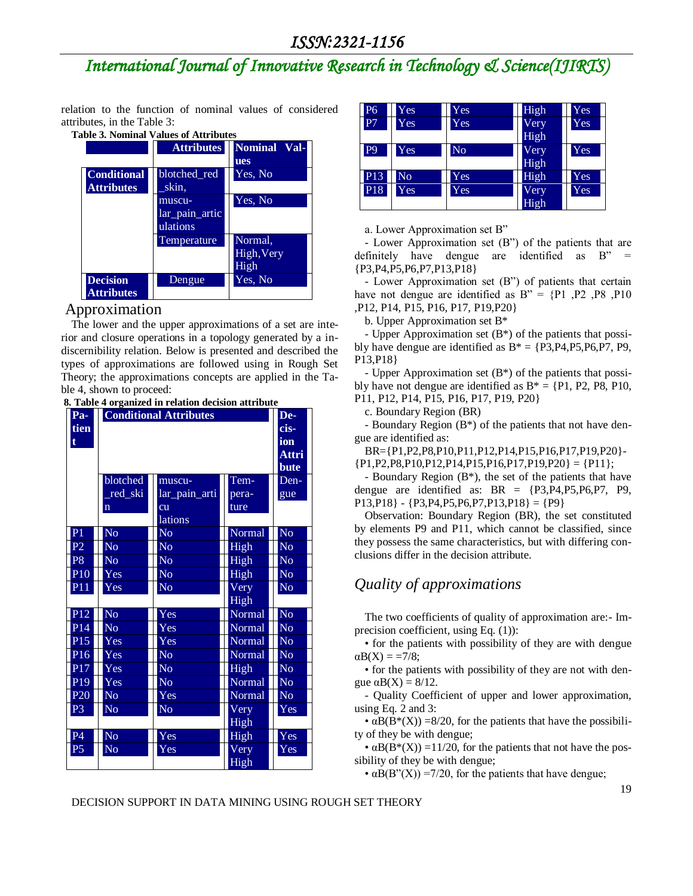relation to the function of nominal values of considered attributes, in the Table 3:

**Table 3. Nominal Values of Attributes**

| | Attributes | Nominal Values |
|---|---|---|
| **Conditional Attributes** | blotched_red_skin, | Yes, No |
| | muscular_pain_articulations | Yes, No |
| | Temperature | Normal, High, Very High |
| **Decision Attributes** | Dengue | Yes, No |

## Approximation

The lower and the upper approximations of a set are interior and closure operations in a topology generated by a indiscernibility relation. Below is presented and described the types of approximations are followed using in Rough Set Theory; the approximations concepts are applied in the Table 4, shown to proceed:

**8. Table 4 organized in relation decision attribute**

| Patient | Conditional Attributes | | | Decision Attribute |
|---|---|---|---|---|
| | blotched_red_skin | muscular_pain_articulations | Temperature | Dengue |
| P1 | No | No | Normal | No |
| P2 | No | No | High | No |
| P8 | No | No | High | No |
| P10 | Yes | No | High | No |
| P11 | Yes | No | Very High | No |
| P12 | No | Yes | Normal | No |
| P14 | No | Yes | Normal | No |
| P15 | Yes | Yes | Normal | No |
| P16 | Yes | No | Normal | No |
| P17 | Yes | No | High | No |
| P19 | Yes | No | Normal | No |
| P20 | No | Yes | Normal | No |
| P3 | No | No | Very High | Yes |
| P4 | No | Yes | High | Yes |
| P5 | No | Yes | Very High | Yes |
| P6 | Yes | Yes | High | Yes |
| P7 | Yes | Yes | Very High | Yes |
| P9 | Yes | No | Very High | Yes |
| P13 | No | Yes | High | Yes |
| P18 | Yes | Yes | Very High | Yes |

a. Lower Approximation set B”

- Lower Approximation set (B”) of the patients that are definitely have dengue are identified as B” = {P3,P4,P5,P6,P7,P13,P18}

- Lower Approximation set (B”) of patients that certain have not dengue are identified as B” = {P1 ,P2 ,P8 ,P10 ,P12, P14, P15, P16, P17, P19,P20}

b. Upper Approximation set B*

- Upper Approximation set (B*) of the patients that possibly have dengue are identified as B* = {P3,P4,P5,P6,P7, P9, P13,P18}

- Upper Approximation set (B*) of the patients that possibly have not dengue are identified as B* = {P1, P2, P8, P10, P11, P12, P14, P15, P16, P17, P19, P20}

c. Boundary Region (BR)

- Boundary Region (B*) of the patients that not have dengue are identified as:

BR={P1,P2,P8,P10,P11,P12,P14,P15,P16,P17,P19,P20}-{P1,P2,P8,P10,P12,P14,P15,P16,P17,P19,P20} = {P11};

- Boundary Region (B*), the set of the patients that have dengue are identified as: BR = {P3,P4,P5,P6,P7, P9, P13,P18} - {P3,P4,P5,P6,P7,P13,P18} = {P9}

Observation: Boundary Region (BR), the set constituted by elements P9 and P11, which cannot be classified, since they possess the same characteristics, but with differing conclusions differ in the decision attribute.

## *Quality of approximations*

The two coefficients of quality of approximation are:- Imprecision coefficient, using Eq. (1)):

• for the patients with possibility of they are with dengue $\alpha B(X)$ = =7/8;

• for the patients with possibility of they are not with dengue $\alpha B(X)$ = 8/12.

- Quality Coefficient of upper and lower approximation, using Eq. 2 and 3:

• $\alpha B(B^*(X))$ =8/20, for the patients that have the possibility of they be with dengue;

• $\alpha B(B^*(X))$ =11/20, for the patients that not have the possibility of they be with dengue;

• $\alpha B(B''(X))$ =7/20, for the patients that have dengue;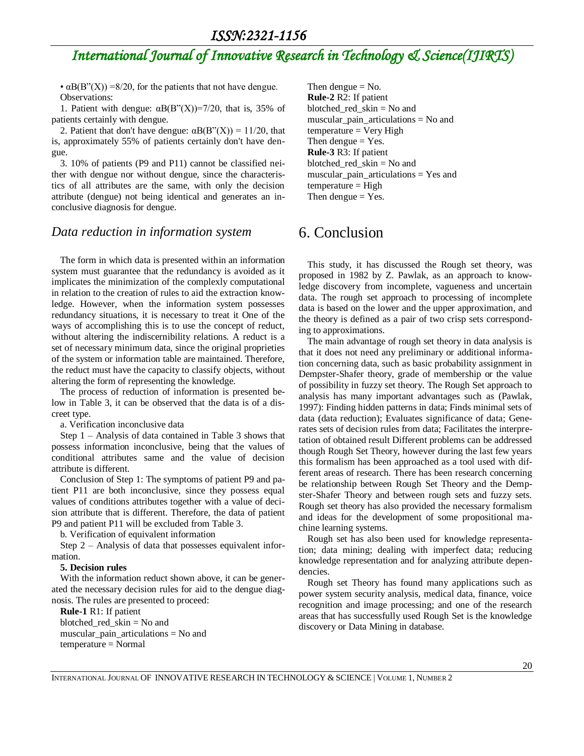• $\alpha B(B''(X)) = 8/20$, for the patients that not have dengue.
Observations:

1. Patient with dengue: $\alpha B(B''(X))=7/20$, that is, 35% of patients certainly with dengue.

2. Patient that don't have dengue: $\alpha B(B''(X)) = 11/20$, that is, approximately 55% of patients certainly don't have dengue.

3. 10% of patients (P9 and P11) cannot be classified neither with dengue nor without dengue, since the characteristics of all attributes are the same, with only the decision attribute (dengue) not being identical and generates an inconclusive diagnosis for dengue.

## *Data reduction in information system*

The form in which data is presented within an information system must guarantee that the redundancy is avoided as it implicates the minimization of the complexly computational in relation to the creation of rules to aid the extraction knowledge. However, when the information system possesses redundancy situations, it is necessary to treat it One of the ways of accomplishing this is to use the concept of reduct, without altering the indiscernibility relations. A reduct is a set of necessary minimum data, since the original proprieties of the system or information table are maintained. Therefore, the reduct must have the capacity to classify objects, without altering the form of representing the knowledge.

The process of reduction of information is presented below in Table 3, it can be observed that the data is of a discreet type.

a. Verification inconclusive data

Step 1 – Analysis of data contained in Table 3 shows that possess information inconclusive, being that the values of conditional attributes same and the value of decision attribute is different.

Conclusion of Step 1: The symptoms of patient P9 and patient P11 are both inconclusive, since they possess equal values of conditions attributes together with a value of decision attribute that is different. Therefore, the data of patient P9 and patient P11 will be excluded from Table 3.

b. Verification of equivalent information

Step 2 – Analysis of data that possesses equivalent information.

**5. Decision rules**

With the information reduct shown above, it can be generated the necessary decision rules for aid to the dengue diagnosis. The rules are presented to proceed:

**Rule-1** R1: If patient
blotched_red_skin = No and
muscular_pain_articulations = No and
temperature = Normal
Then dengue = No.

**Rule-2** R2: If patient
blotched_red_skin = No and
muscular_pain_articulations = No and
temperature = Very High
Then dengue = Yes.

**Rule-3** R3: If patient
blotched_red_skin = No and
muscular_pain_articulations = Yes and
temperature = High
Then dengue = Yes.

# 6. Conclusion

This study, it has discussed the Rough set theory, was proposed in 1982 by Z. Pawlak, as an approach to knowledge discovery from incomplete, vagueness and uncertain data. The rough set approach to processing of incomplete data is based on the lower and the upper approximation, and the theory is defined as a pair of two crisp sets corresponding to approximations.

The main advantage of rough set theory in data analysis is that it does not need any preliminary or additional information concerning data, such as basic probability assignment in Dempster-Shafer theory, grade of membership or the value of possibility in fuzzy set theory. The Rough Set approach to analysis has many important advantages such as (Pawlak, 1997): Finding hidden patterns in data; Finds minimal sets of data (data reduction); Evaluates significance of data; Generates sets of decision rules from data; Facilitates the interpretation of obtained result Different problems can be addressed though Rough Set Theory, however during the last few years this formalism has been approached as a tool used with different areas of research. There has been research concerning be relationship between Rough Set Theory and the Dempster-Shafer Theory and between rough sets and fuzzy sets. Rough set theory has also provided the necessary formalism and ideas for the development of some propositional machine learning systems.

Rough set has also been used for knowledge representation; data mining; dealing with imperfect data; reducing knowledge representation and for analyzing attribute dependencies.

Rough set Theory has found many applications such as power system security analysis, medical data, finance, voice recognition and image processing; and one of the research areas that has successfully used Rough Set is the knowledge discovery or Data Mining in database.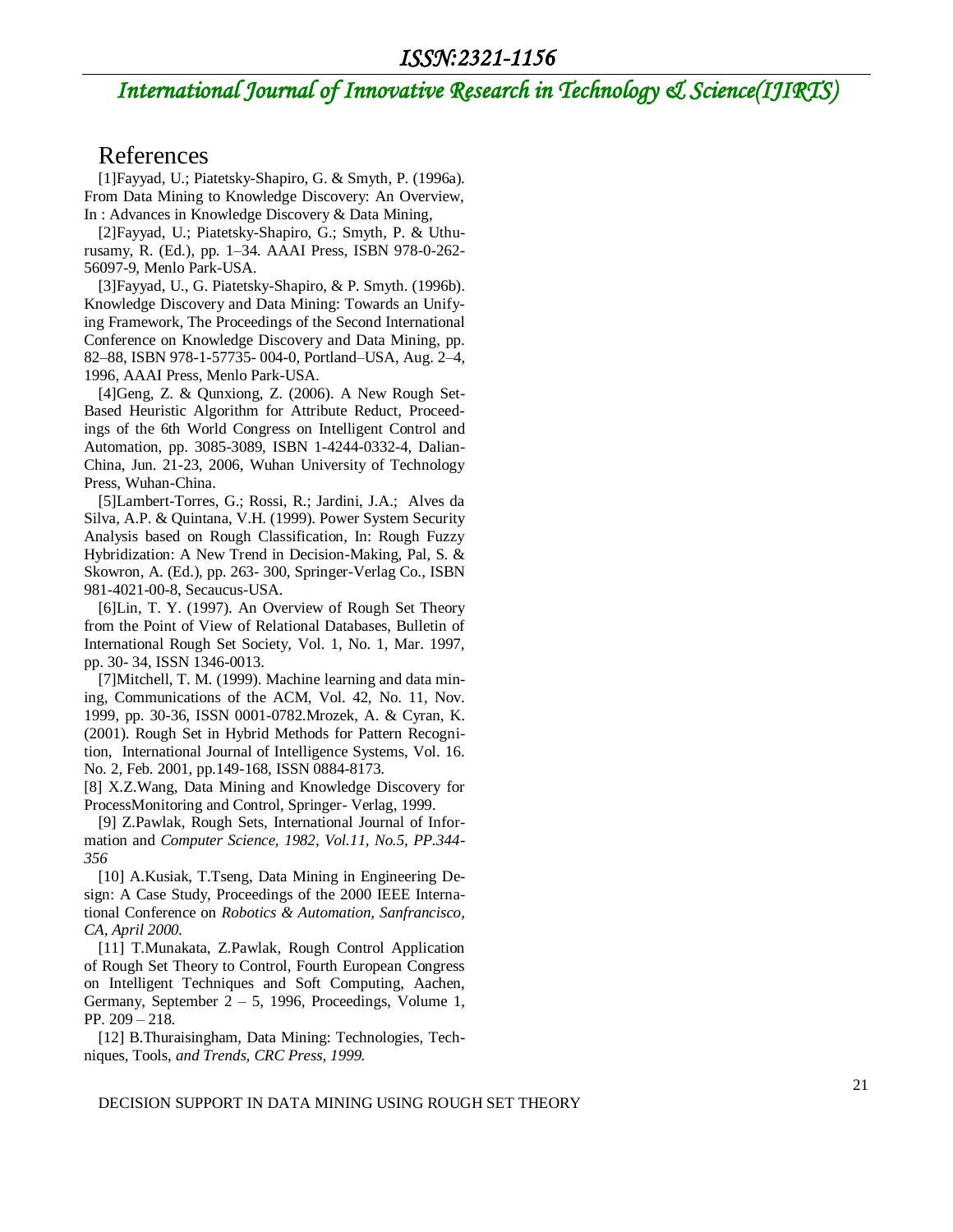# References

[1]Fayyad, U.; Piatetsky-Shapiro, G. & Smyth, P. (1996a). From Data Mining to Knowledge Discovery: An Overview, In : Advances in Knowledge Discovery & Data Mining,

[2]Fayyad, U.; Piatetsky-Shapiro, G.; Smyth, P. & Uthurusamy, R. (Ed.), pp. 1–34. AAAI Press, ISBN 978-0-262-56097-9, Menlo Park-USA.

[3]Fayyad, U., G. Piatetsky-Shapiro, & P. Smyth. (1996b). Knowledge Discovery and Data Mining: Towards an Unifying Framework, The Proceedings of the Second International Conference on Knowledge Discovery and Data Mining, pp. 82–88, ISBN 978-1-57735- 004-0, Portland–USA, Aug. 2–4, 1996, AAAI Press, Menlo Park-USA.

[4]Geng, Z. & Qunxiong, Z. (2006). A New Rough Set-Based Heuristic Algorithm for Attribute Reduct, Proceedings of the 6th World Congress on Intelligent Control and Automation, pp. 3085-3089, ISBN 1-4244-0332-4, Dalian-China, Jun. 21-23, 2006, Wuhan University of Technology Press, Wuhan-China.

[5]Lambert-Torres, G.; Rossi, R.; Jardini, J.A.; Alves da Silva, A.P. & Quintana, V.H. (1999). Power System Security Analysis based on Rough Classification, In: Rough Fuzzy Hybridization: A New Trend in Decision-Making, Pal, S. & Skowron, A. (Ed.), pp. 263- 300, Springer-Verlag Co., ISBN 981-4021-00-8, Secaucus-USA.

[6]Lin, T. Y. (1997). An Overview of Rough Set Theory from the Point of View of Relational Databases, Bulletin of International Rough Set Society, Vol. 1, No. 1, Mar. 1997, pp. 30- 34, ISSN 1346-0013.

[7]Mitchell, T. M. (1999). Machine learning and data mining, Communications of the ACM, Vol. 42, No. 11, Nov. 1999, pp. 30-36, ISSN 0001-0782.Mrozek, A. & Cyran, K. (2001). Rough Set in Hybrid Methods for Pattern Recognition, International Journal of Intelligence Systems, Vol. 16. No. 2, Feb. 2001, pp.149-168, ISSN 0884-8173.

[8] X.Z.Wang, Data Mining and Knowledge Discovery for ProcessMonitoring and Control, Springer- Verlag, 1999.

[9] Z.Pawlak, Rough Sets, International Journal of Information and *Computer Science, 1982, Vol.11, No.5, PP.344-356*

[10] A.Kusiak, T.Tseng, Data Mining in Engineering Design: A Case Study, Proceedings of the 2000 IEEE International Conference on *Robotics & Automation, Sanfrancisco, CA, April 2000.*

[11] T.Munakata, Z.Pawlak, Rough Control Application of Rough Set Theory to Control, Fourth European Congress on Intelligent Techniques and Soft Computing, Aachen, Germany, September 2 – 5, 1996, Proceedings, Volume 1, PP. 209 – 218.

[12] B.Thuraisingham, Data Mining: Technologies, Techniques, Tools, *and Trends, CRC Press, 1999.*